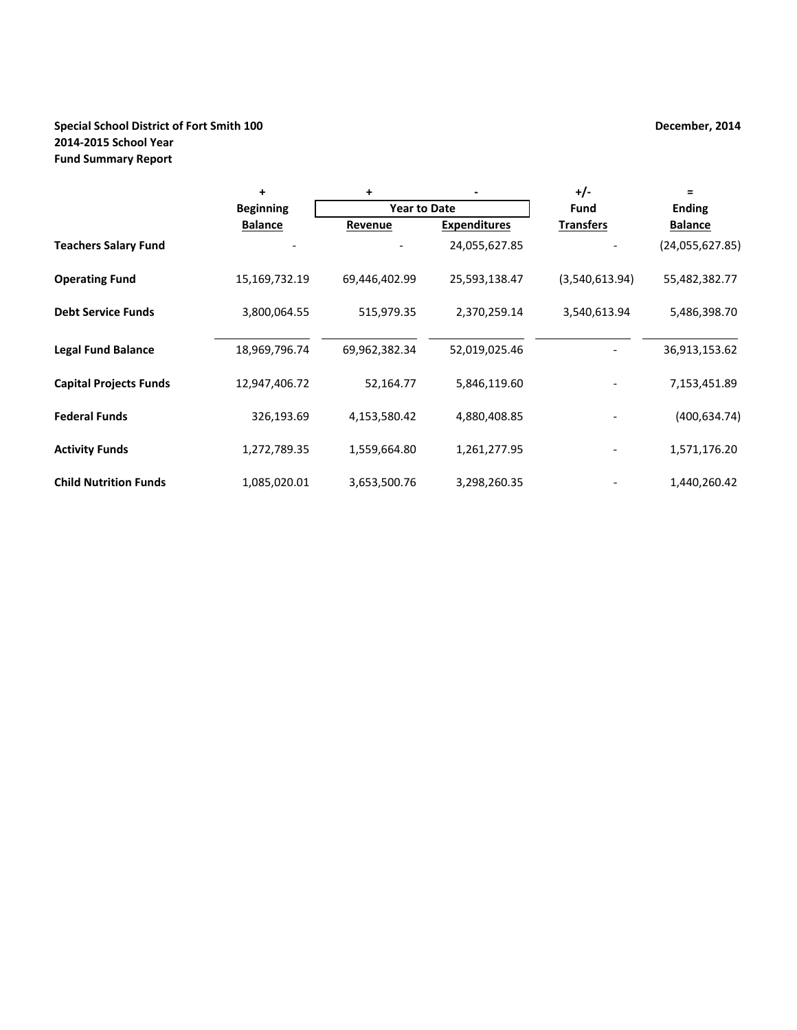**Special School District of Fort Smith 100**
**2014-2015 School Year**
**Fund Summary Report**

**December, 2014**

| | + | + | - | +/- | = |
|---|---|---|---|---|---|
| | **Beginning** | **Year to Date** | | **Fund** | **Ending** |
| | **Balance** | **Revenue** | **Expenditures** | **Transfers** | **Balance** |
| **Teachers Salary Fund** | - | - | 24,055,627.85 | - | (24,055,627.85) |
| **Operating Fund** | 15,169,732.19 | 69,446,402.99 | 25,593,138.47 | (3,540,613.94) | 55,482,382.77 |
| **Debt Service Funds** | 3,800,064.55 | 515,979.35 | 2,370,259.14 | 3,540,613.94 | 5,486,398.70 |
| **Legal Fund Balance** | 18,969,796.74 | 69,962,382.34 | 52,019,025.46 | - | 36,913,153.62 |
| **Capital Projects Funds** | 12,947,406.72 | 52,164.77 | 5,846,119.60 | - | 7,153,451.89 |
| **Federal Funds** | 326,193.69 | 4,153,580.42 | 4,880,408.85 | - | (400,634.74) |
| **Activity Funds** | 1,272,789.35 | 1,559,664.80 | 1,261,277.95 | - | 1,571,176.20 |
| **Child Nutrition Funds** | 1,085,020.01 | 3,653,500.76 | 3,298,260.35 | - | 1,440,260.42 |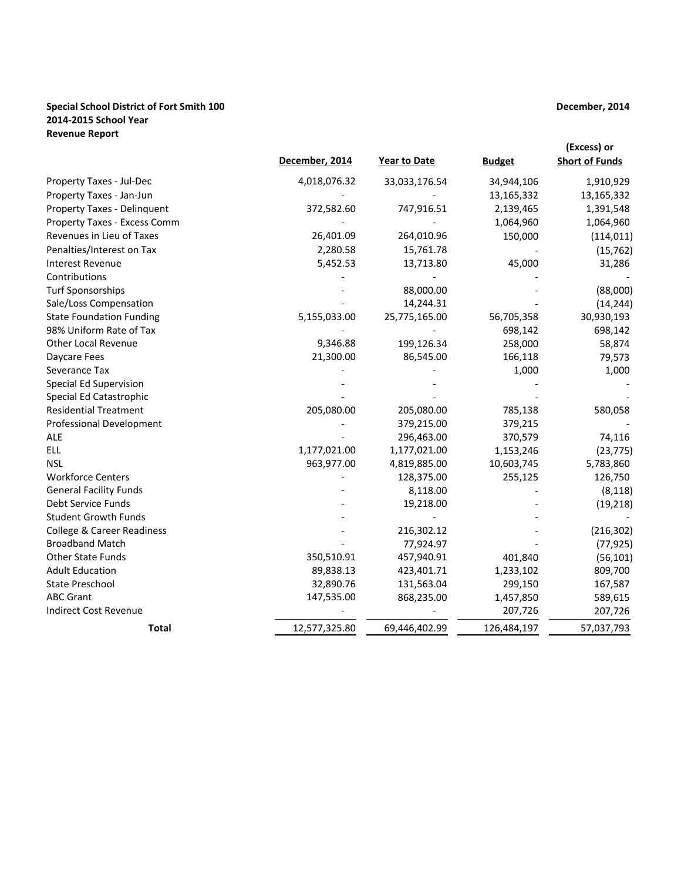**Special School District of Fort Smith 100**
**2014-2015 School Year**
**Revenue Report**

**December, 2014**

| | December, 2014 | Year to Date | Budget | (Excess) or Short of Funds |
|---|---|---|---|---|
| Property Taxes - Jul-Dec | 4,018,076.32 | 33,033,176.54 | 34,944,106 | 1,910,929 |
| Property Taxes - Jan-Jun | - | - | 13,165,332 | 13,165,332 |
| Property Taxes - Delinquent | 372,582.60 | 747,916.51 | 2,139,465 | 1,391,548 |
| Property Taxes - Excess Comm | - | - | 1,064,960 | 1,064,960 |
| Revenues in Lieu of Taxes | 26,401.09 | 264,010.96 | 150,000 | (114,011) |
| Penalties/Interest on Tax | 2,280.58 | 15,761.78 | - | (15,762) |
| Interest Revenue | 5,452.53 | 13,713.80 | 45,000 | 31,286 |
| Contributions | - | - | - | - |
| Turf Sponsorships | - | 88,000.00 | - | (88,000) |
| Sale/Loss Compensation | - | 14,244.31 | - | (14,244) |
| State Foundation Funding | 5,155,033.00 | 25,775,165.00 | 56,705,358 | 30,930,193 |
| 98% Uniform Rate of Tax | - | - | 698,142 | 698,142 |
| Other Local Revenue | 9,346.88 | 199,126.34 | 258,000 | 58,874 |
| Daycare Fees | 21,300.00 | 86,545.00 | 166,118 | 79,573 |
| Severance Tax | - | - | 1,000 | 1,000 |
| Special Ed Supervision | - | - | - | - |
| Special Ed Catastrophic | - | - | - | - |
| Residential Treatment | 205,080.00 | 205,080.00 | 785,138 | 580,058 |
| Professional Development | - | 379,215.00 | 379,215 | - |
| ALE | - | 296,463.00 | 370,579 | 74,116 |
| ELL | 1,177,021.00 | 1,177,021.00 | 1,153,246 | (23,775) |
| NSL | 963,977.00 | 4,819,885.00 | 10,603,745 | 5,783,860 |
| Workforce Centers | - | 128,375.00 | 255,125 | 126,750 |
| General Facility Funds | - | 8,118.00 | - | (8,118) |
| Debt Service Funds | - | 19,218.00 | - | (19,218) |
| Student Growth Funds | - | - | - | - |
| College & Career Readiness | - | 216,302.12 | - | (216,302) |
| Broadband Match | - | 77,924.97 | - | (77,925) |
| Other State Funds | 350,510.91 | 457,940.91 | 401,840 | (56,101) |
| Adult Education | 89,838.13 | 423,401.71 | 1,233,102 | 809,700 |
| State Preschool | 32,890.76 | 131,563.04 | 299,150 | 167,587 |
| ABC Grant | 147,535.00 | 868,235.00 | 1,457,850 | 589,615 |
| Indirect Cost Revenue | - | - | 207,726 | 207,726 |
| **Total** | 12,577,325.80 | 69,446,402.99 | 126,484,197 | 57,037,793 |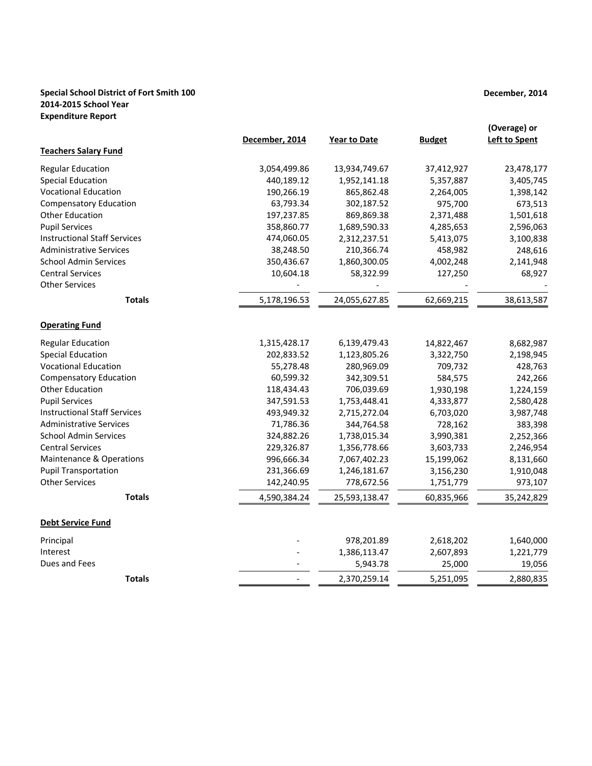**Special School District of Fort Smith 100**
**2014-2015 School Year**
**Expenditure Report**

**December, 2014**

| | December, 2014 | Year to Date | Budget | (Overage) or Left to Spent |
|---|---|---|---|---|
| **Teachers Salary Fund** | | | | |
| Regular Education | 3,054,499.86 | 13,934,749.67 | 37,412,927 | 23,478,177 |
| Special Education | 440,189.12 | 1,952,141.18 | 5,357,887 | 3,405,745 |
| Vocational Education | 190,266.19 | 865,862.48 | 2,264,005 | 1,398,142 |
| Compensatory Education | 63,793.34 | 302,187.52 | 975,700 | 673,513 |
| Other Education | 197,237.85 | 869,869.38 | 2,371,488 | 1,501,618 |
| Pupil Services | 358,860.77 | 1,689,590.33 | 4,285,653 | 2,596,063 |
| Instructional Staff Services | 474,060.05 | 2,312,237.51 | 5,413,075 | 3,100,838 |
| Administrative Services | 38,248.50 | 210,366.74 | 458,982 | 248,616 |
| School Admin Services | 350,436.67 | 1,860,300.05 | 4,002,248 | 2,141,948 |
| Central Services | 10,604.18 | 58,322.99 | 127,250 | 68,927 |
| Other Services | - | - | - | - |
| **Totals** | 5,178,196.53 | 24,055,627.85 | 62,669,215 | 38,613,587 |
| **Operating Fund** | | | | |
| Regular Education | 1,315,428.17 | 6,139,479.43 | 14,822,467 | 8,682,987 |
| Special Education | 202,833.52 | 1,123,805.26 | 3,322,750 | 2,198,945 |
| Vocational Education | 55,278.48 | 280,969.09 | 709,732 | 428,763 |
| Compensatory Education | 60,599.32 | 342,309.51 | 584,575 | 242,266 |
| Other Education | 118,434.43 | 706,039.69 | 1,930,198 | 1,224,159 |
| Pupil Services | 347,591.53 | 1,753,448.41 | 4,333,877 | 2,580,428 |
| Instructional Staff Services | 493,949.32 | 2,715,272.04 | 6,703,020 | 3,987,748 |
| Administrative Services | 71,786.36 | 344,764.58 | 728,162 | 383,398 |
| School Admin Services | 324,882.26 | 1,738,015.34 | 3,990,381 | 2,252,366 |
| Central Services | 229,326.87 | 1,356,778.66 | 3,603,733 | 2,246,954 |
| Maintenance & Operations | 996,666.34 | 7,067,402.23 | 15,199,062 | 8,131,660 |
| Pupil Transportation | 231,366.69 | 1,246,181.67 | 3,156,230 | 1,910,048 |
| Other Services | 142,240.95 | 778,672.56 | 1,751,779 | 973,107 |
| **Totals** | 4,590,384.24 | 25,593,138.47 | 60,835,966 | 35,242,829 |
| **Debt Service Fund** | | | | |
| Principal | - | 978,201.89 | 2,618,202 | 1,640,000 |
| Interest | - | 1,386,113.47 | 2,607,893 | 1,221,779 |
| Dues and Fees | - | 5,943.78 | 25,000 | 19,056 |
| **Totals** | - | 2,370,259.14 | 5,251,095 | 2,880,835 |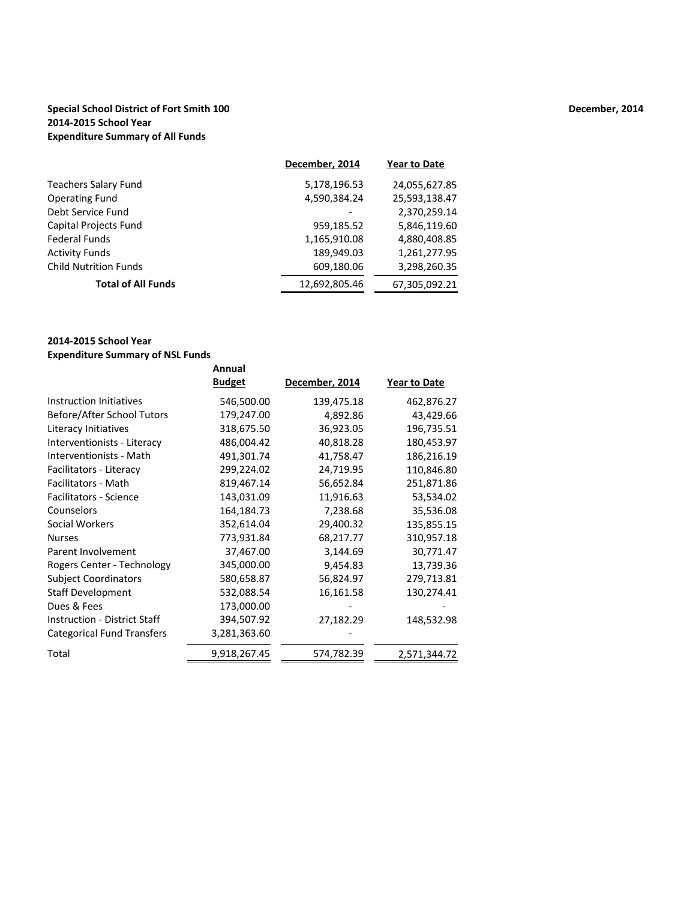**Special School District of Fort Smith 100**
**2014-2015 School Year**
**Expenditure Summary of All Funds**

**December, 2014**

| | December, 2014 | Year to Date |
|---|---|---|
| Teachers Salary Fund | 5,178,196.53 | 24,055,627.85 |
| Operating Fund | 4,590,384.24 | 25,593,138.47 |
| Debt Service Fund | - | 2,370,259.14 |
| Capital Projects Fund | 959,185.52 | 5,846,119.60 |
| Federal Funds | 1,165,910.08 | 4,880,408.85 |
| Activity Funds | 189,949.03 | 1,261,277.95 |
| Child Nutrition Funds | 609,180.06 | 3,298,260.35 |
| **Total of All Funds** | 12,692,805.46 | 67,305,092.21 |

**2014-2015 School Year**
**Expenditure Summary of NSL Funds**

| | Annual Budget | December, 2014 | Year to Date |
|---|---|---|---|
| Instruction Initiatives | 546,500.00 | 139,475.18 | 462,876.27 |
| Before/After School Tutors | 179,247.00 | 4,892.86 | 43,429.66 |
| Literacy Initiatives | 318,675.50 | 36,923.05 | 196,735.51 |
| Interventionists - Literacy | 486,004.42 | 40,818.28 | 180,453.97 |
| Interventionists - Math | 491,301.74 | 41,758.47 | 186,216.19 |
| Facilitators - Literacy | 299,224.02 | 24,719.95 | 110,846.80 |
| Facilitators - Math | 819,467.14 | 56,652.84 | 251,871.86 |
| Facilitators - Science | 143,031.09 | 11,916.63 | 53,534.02 |
| Counselors | 164,184.73 | 7,238.68 | 35,536.08 |
| Social Workers | 352,614.04 | 29,400.32 | 135,855.15 |
| Nurses | 773,931.84 | 68,217.77 | 310,957.18 |
| Parent Involvement | 37,467.00 | 3,144.69 | 30,771.47 |
| Rogers Center - Technology | 345,000.00 | 9,454.83 | 13,739.36 |
| Subject Coordinators | 580,658.87 | 56,824.97 | 279,713.81 |
| Staff Development | 532,088.54 | 16,161.58 | 130,274.41 |
| Dues & Fees | 173,000.00 | - | - |
| Instruction - District Staff | 394,507.92 | 27,182.29 | 148,532.98 |
| Categorical Fund Transfers | 3,281,363.60 | - | |
| Total | 9,918,267.45 | 574,782.39 | 2,571,344.72 |